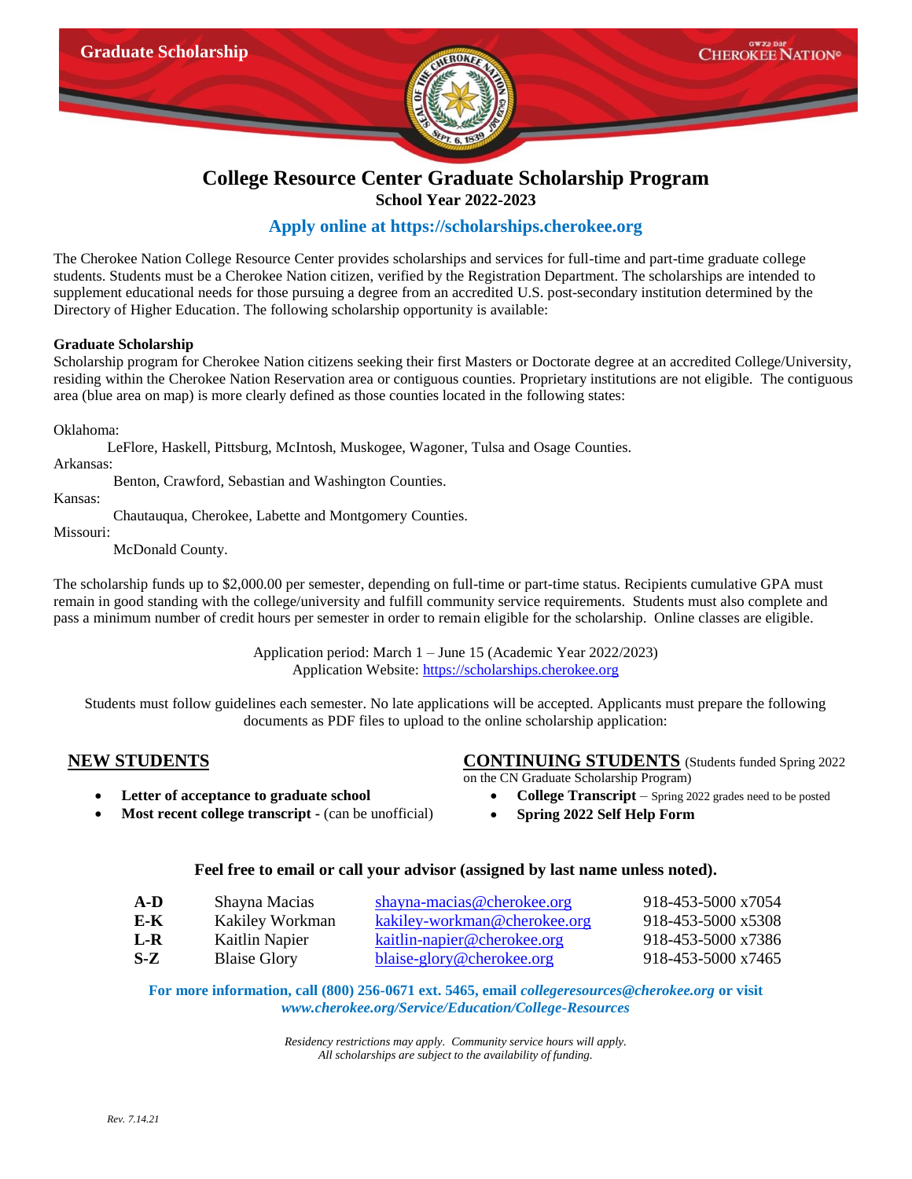Graduate Scholarship

CHEROKEE NATION©

# College Resource Center Graduate Scholarship Program

**School Year 2022-2023**

**Apply online at https://scholarships.cherokee.org**

The Cherokee Nation College Resource Center provides scholarships and services for full-time and part-time graduate college students. Students must be a Cherokee Nation citizen, verified by the Registration Department. The scholarships are intended to supplement educational needs for those pursuing a degree from an accredited U.S. post-secondary institution determined by the Directory of Higher Education. The following scholarship opportunity is available:

**Graduate Scholarship**

Scholarship program for Cherokee Nation citizens seeking their first Masters or Doctorate degree at an accredited College/University, residing within the Cherokee Nation Reservation area or contiguous counties. Proprietary institutions are not eligible. The contiguous area (blue area on map) is more clearly defined as those counties located in the following states:

Oklahoma:
LeFlore, Haskell, Pittsburg, McIntosh, Muskogee, Wagoner, Tulsa and Osage Counties.

Arkansas:
Benton, Crawford, Sebastian and Washington Counties.

Kansas:
Chautauqua, Cherokee, Labette and Montgomery Counties.

Missouri:
McDonald County.

The scholarship funds up to $2,000.00 per semester, depending on full-time or part-time status. Recipients cumulative GPA must remain in good standing with the college/university and fulfill community service requirements. Students must also complete and pass a minimum number of credit hours per semester in order to remain eligible for the scholarship. Online classes are eligible.

Application period: March 1 – June 15 (Academic Year 2022/2023)
Application Website: https://scholarships.cherokee.org

Students must follow guidelines each semester. No late applications will be accepted. Applicants must prepare the following documents as PDF files to upload to the online scholarship application:

## NEW STUDENTS

- **Letter of acceptance to graduate school**
- **Most recent college transcript** - (can be unofficial)

## CONTINUING STUDENTS (Students funded Spring 2022 on the CN Graduate Scholarship Program)

- **College Transcript** – Spring 2022 grades need to be posted
- **Spring 2022 Self Help Form**

**Feel free to email or call your advisor (assigned by last name unless noted).**

| | | | |
|---|---|---|---|
| **A-D** | Shayna Macias | shayna-macias@cherokee.org | 918-453-5000 x7054 |
| **E-K** | Kakiley Workman | kakiley-workman@cherokee.org | 918-453-5000 x5308 |
| **L-R** | Kaitlin Napier | kaitlin-napier@cherokee.org | 918-453-5000 x7386 |
| **S-Z** | Blaise Glory | blaise-glory@cherokee.org | 918-453-5000 x7465 |

**For more information, call (800) 256-0671 ext. 5465, email *collegeresources@cherokee.org* or visit *www.cherokee.org/Service/Education/College-Resources***

*Residency restrictions may apply. Community service hours will apply.*
*All scholarships are subject to the availability of funding.*

*Rev. 7.14.21*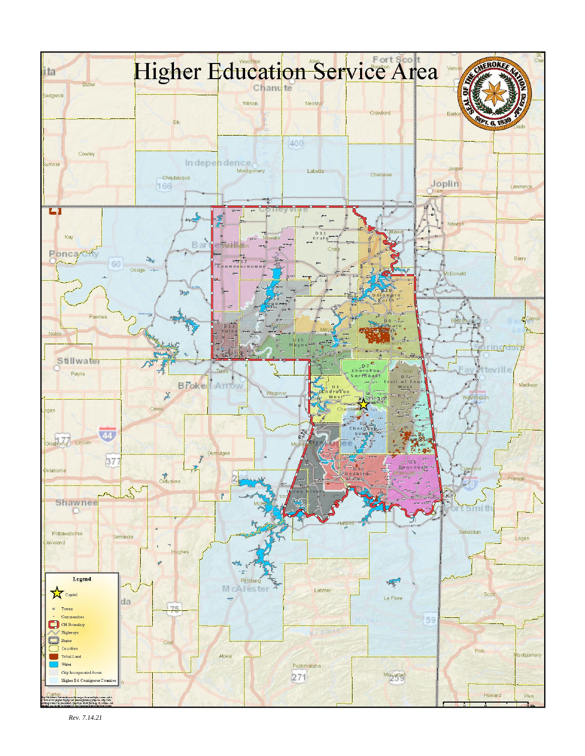# Higher Education Service Area

Fort Scott

Woodson

Allen

Bourbon

Vernon

Butler

Chanute

Sedgwick

Wilson

Neosho

Crawford

Barton

Dade

Elk

Cowley

Sumner

Independence

Montgomery

Labette

Cherokee

Jasper

Chautauqua

Joplin

Lawrence

Ottawa

Newton

Kay

Nowata

D 11 Craig

Craig

Ponca City

Bartlesville

Washington

D 12 Cooweescoowee

Barry

Osage

McDonald

D 10 Delaware North

Pawnee

D 9 Delaware South

Benton

Carroll

Noble

D 13 Tulsa

D 15 Mayes

Mayes

Rogers

Stillwater

Delaware

Payne

Tulsa

D 2 Cherokee Northeast

Adair

D 7 Trail of Tears West

Fayetteville

Broken Arrow

Wagoner

Madison

D 1 Cherokee West

Tahlequah

Washington

Logan

Creek

Cherokee

D 3 Cherokee South

Lincoln

Oklahoma

Muskogee

D 8 Trail of Tears East

Okmulgee

Oklahoma

D 6 Sequoyah

Sequoyah

Crawford

D 5 Redbird

Franklin

Okfuskee

Three Rivers

Shawnee

McIntosh

Fort Smith

Haskell

Sebastian

Pottawatomie

Seminole

Logan

Cleveland

Hughes

Pittsburg

McAlester

Latimer

Le Flore

Scott

Coal

Atoka

Polk

Montgomery

Pushmataha

McCurtain

Howard

Pike

Carter

Legend

- Capitol
- Towns
- Communities
- CN Boundary
- Highways
- States
- Counties
- Tribal Land
- Water
- City Incorporated Areas
- Higher Ed. Contiguous Counties

*Rev. 7.14.21*